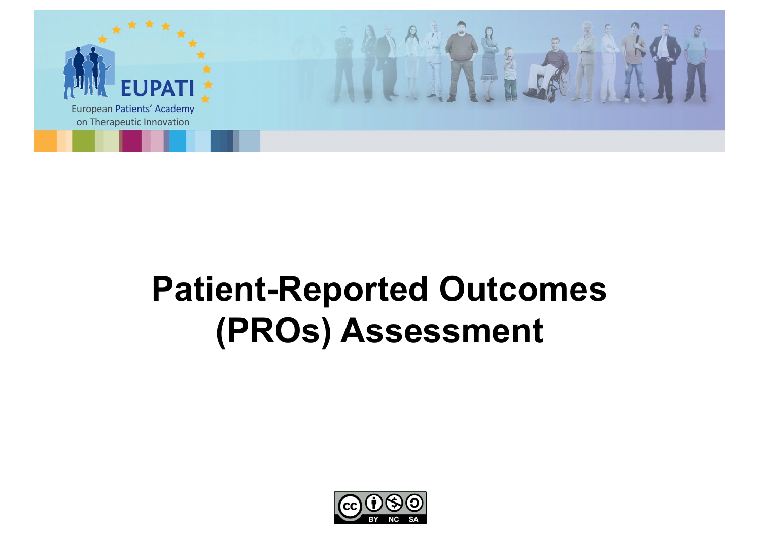EUPATI

European Patients' Academy on Therapeutic Innovation

# Patient-Reported Outcomes (PROs) Assessment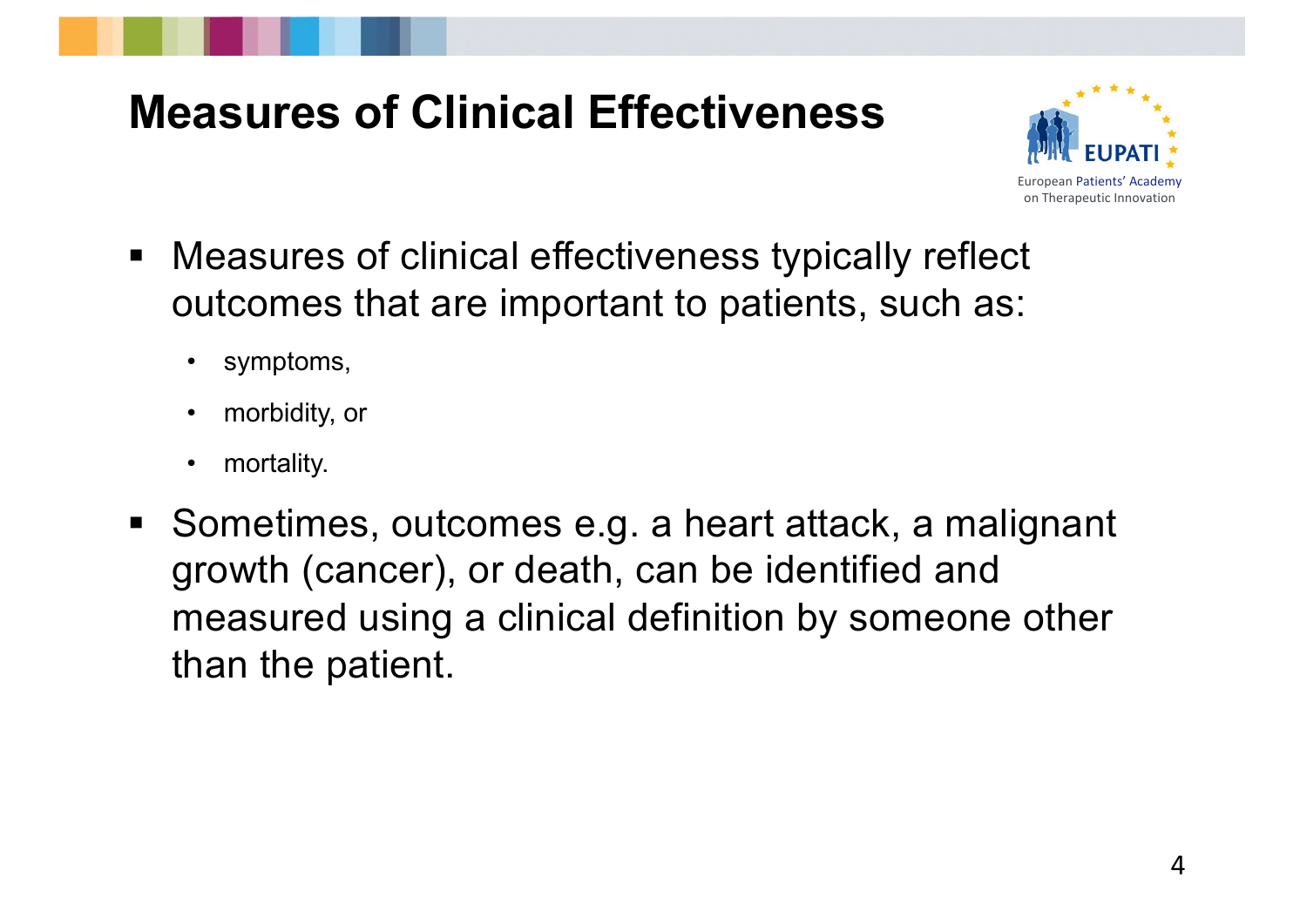# Measures of Clinical Effectiveness

- Measures of clinical effectiveness typically reflect outcomes that are important to patients, such as:
  - symptoms,
  - morbidity, or
  - mortality.
- Sometimes, outcomes e.g. a heart attack, a malignant growth (cancer), or death, can be identified and measured using a clinical definition by someone other than the patient.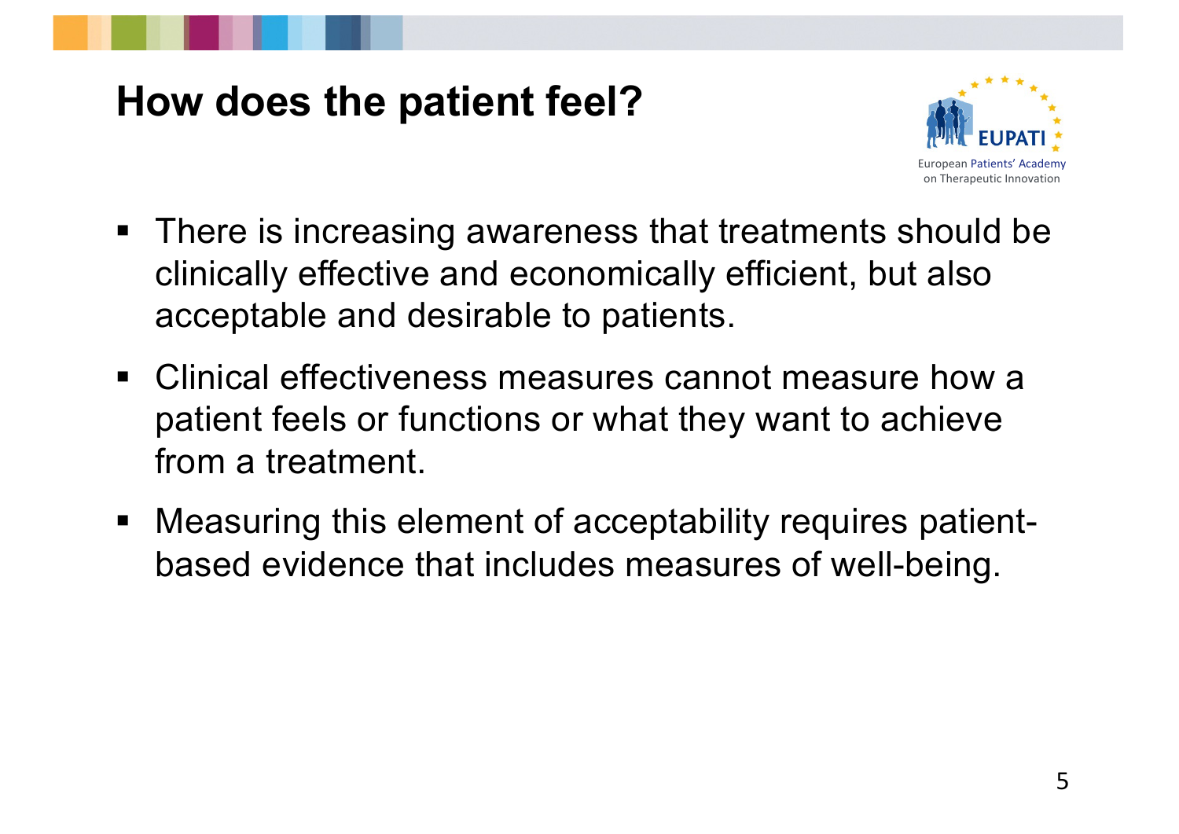# How does the patient feel?

- There is increasing awareness that treatments should be clinically effective and economically efficient, but also acceptable and desirable to patients.
- Clinical effectiveness measures cannot measure how a patient feels or functions or what they want to achieve from a treatment.
- Measuring this element of acceptability requires patient-based evidence that includes measures of well-being.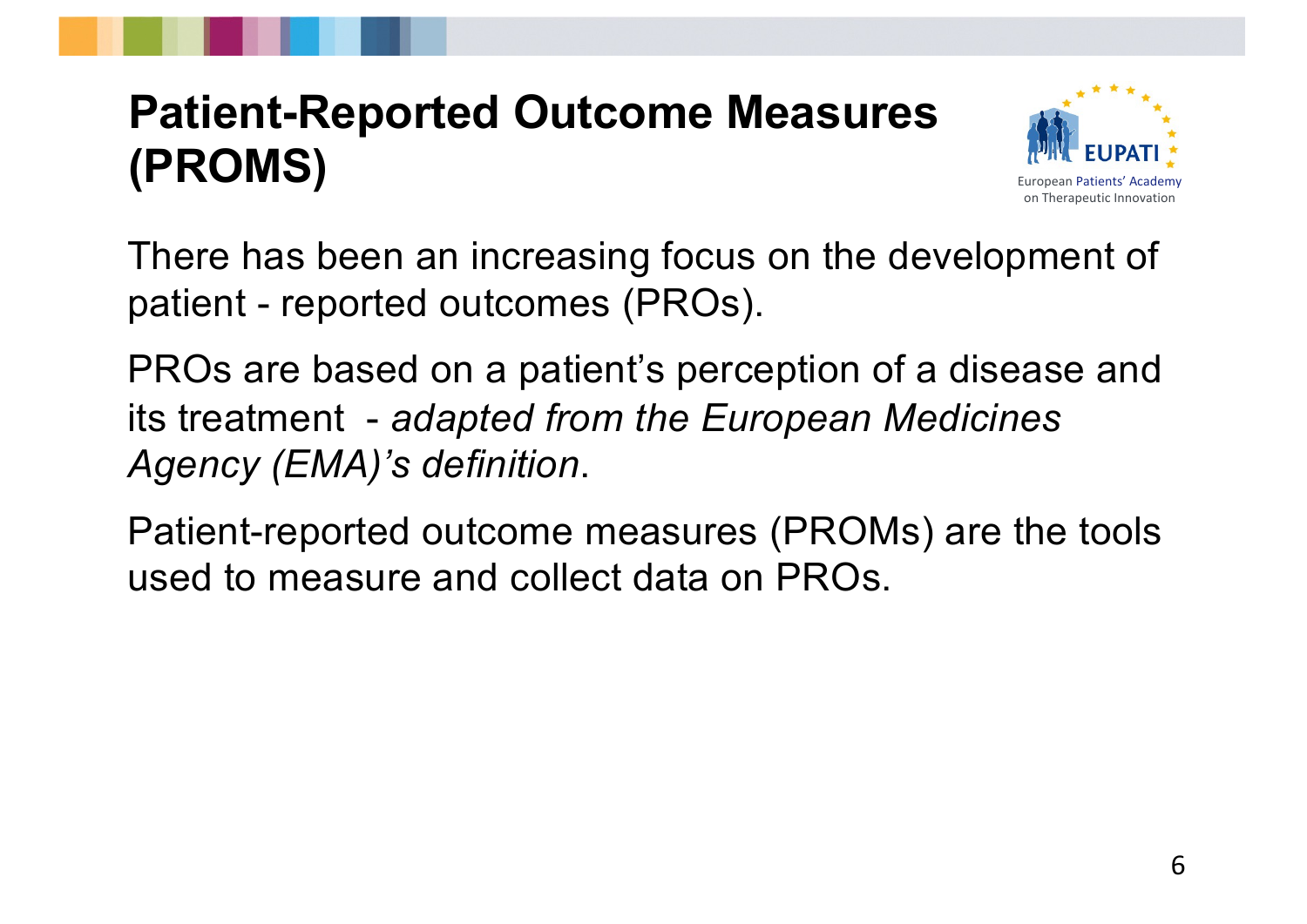# Patient-Reported Outcome Measures (PROMS)

There has been an increasing focus on the development of patient - reported outcomes (PROs).

PROs are based on a patient's perception of a disease and its treatment - *adapted from the European Medicines Agency (EMA)'s definition*.

Patient-reported outcome measures (PROMs) are the tools used to measure and collect data on PROs.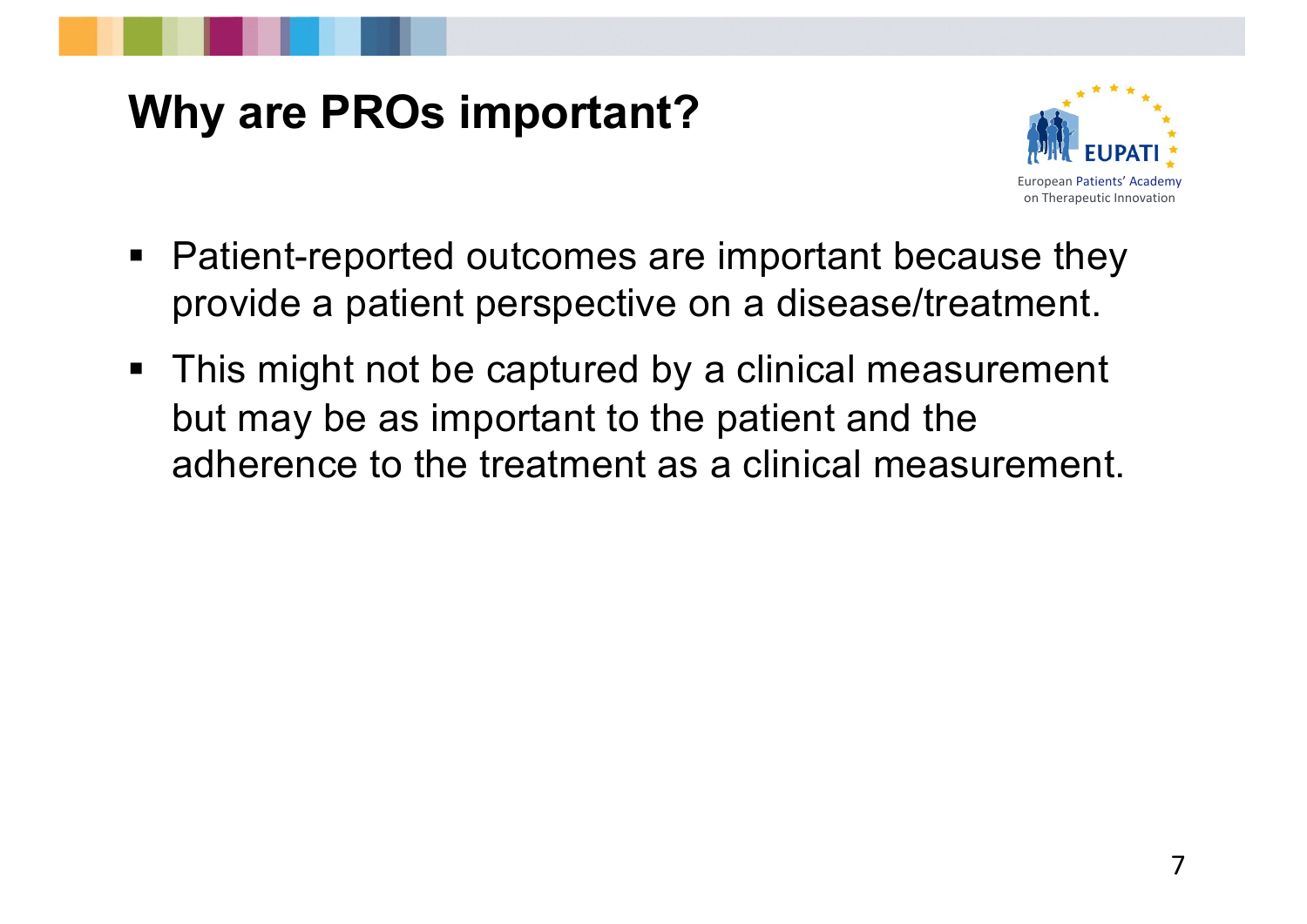# Why are PROs important?

- Patient-reported outcomes are important because they provide a patient perspective on a disease/treatment.
- This might not be captured by a clinical measurement but may be as important to the patient and the adherence to the treatment as a clinical measurement.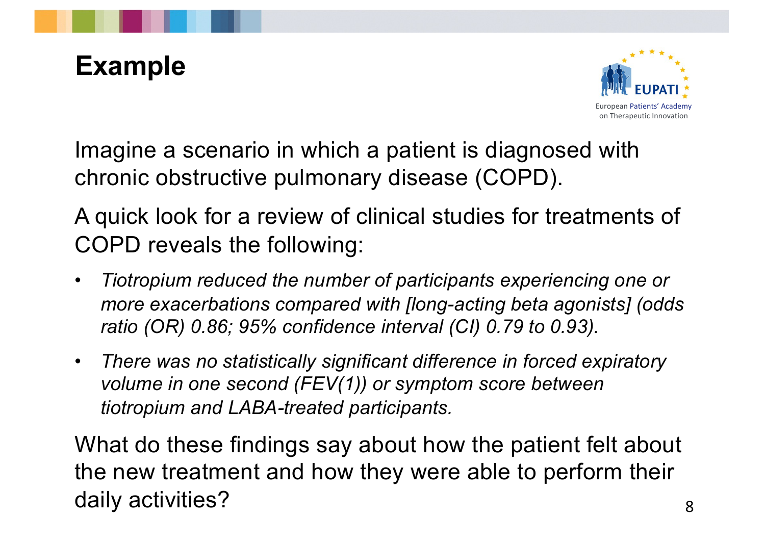# Example

Imagine a scenario in which a patient is diagnosed with chronic obstructive pulmonary disease (COPD).

A quick look for a review of clinical studies for treatments of COPD reveals the following:

- *Tiotropium reduced the number of participants experiencing one or more exacerbations compared with [long-acting beta agonists] (odds ratio (OR) 0.86; 95% confidence interval (CI) 0.79 to 0.93).*
- *There was no statistically significant difference in forced expiratory volume in one second (FEV(1)) or symptom score between tiotropium and LABA-treated participants.*

What do these findings say about how the patient felt about the new treatment and how they were able to perform their daily activities?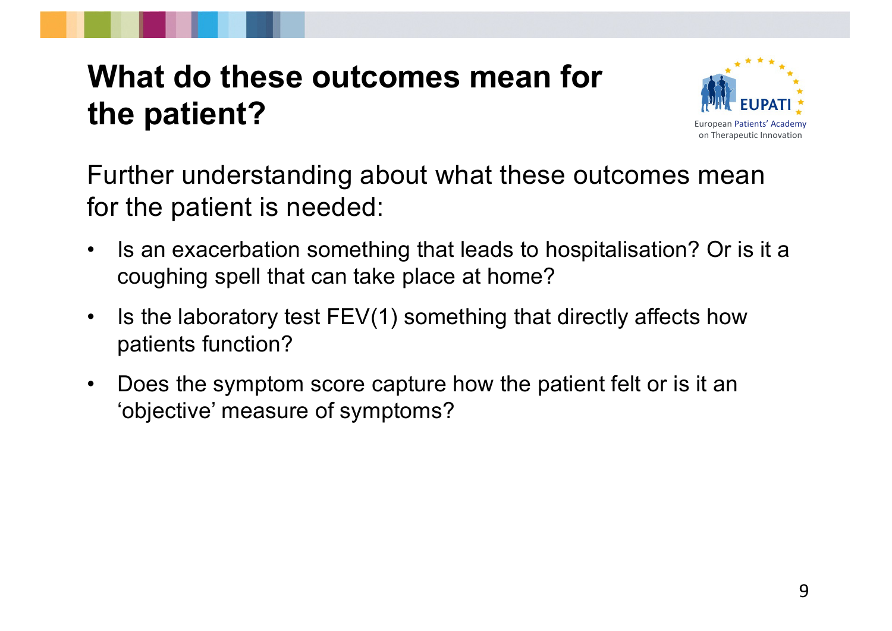# What do these outcomes mean for the patient?

Further understanding about what these outcomes mean for the patient is needed:

- Is an exacerbation something that leads to hospitalisation? Or is it a coughing spell that can take place at home?
- Is the laboratory test FEV(1) something that directly affects how patients function?
- Does the symptom score capture how the patient felt or is it an 'objective' measure of symptoms?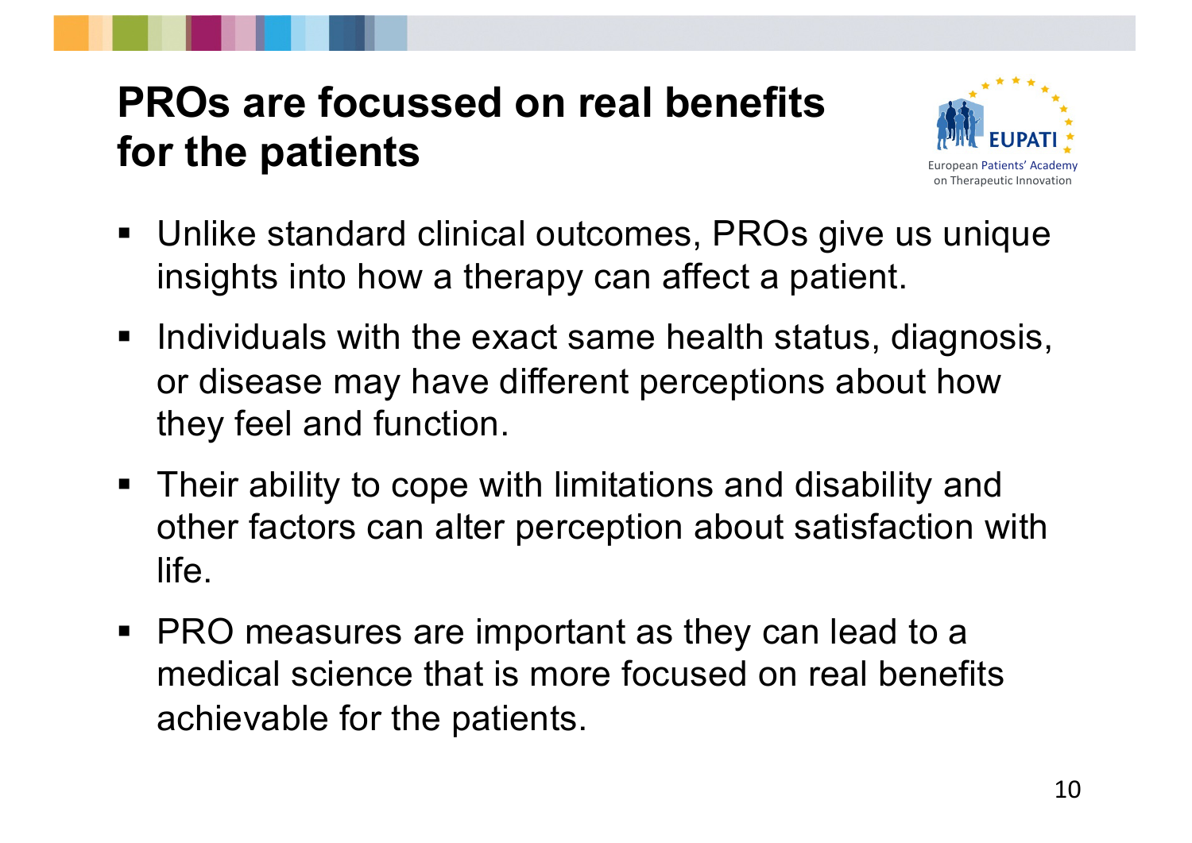# PROs are focussed on real benefits for the patients

- Unlike standard clinical outcomes, PROs give us unique insights into how a therapy can affect a patient.
- Individuals with the exact same health status, diagnosis, or disease may have different perceptions about how they feel and function.
- Their ability to cope with limitations and disability and other factors can alter perception about satisfaction with life.
- PRO measures are important as they can lead to a medical science that is more focused on real benefits achievable for the patients.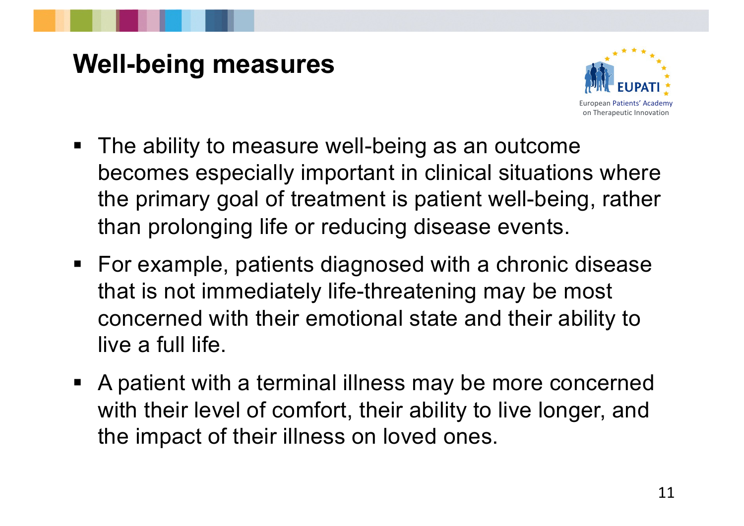# Well-being measures

- The ability to measure well-being as an outcome becomes especially important in clinical situations where the primary goal of treatment is patient well-being, rather than prolonging life or reducing disease events.
- For example, patients diagnosed with a chronic disease that is not immediately life-threatening may be most concerned with their emotional state and their ability to live a full life.
- A patient with a terminal illness may be more concerned with their level of comfort, their ability to live longer, and the impact of their illness on loved ones.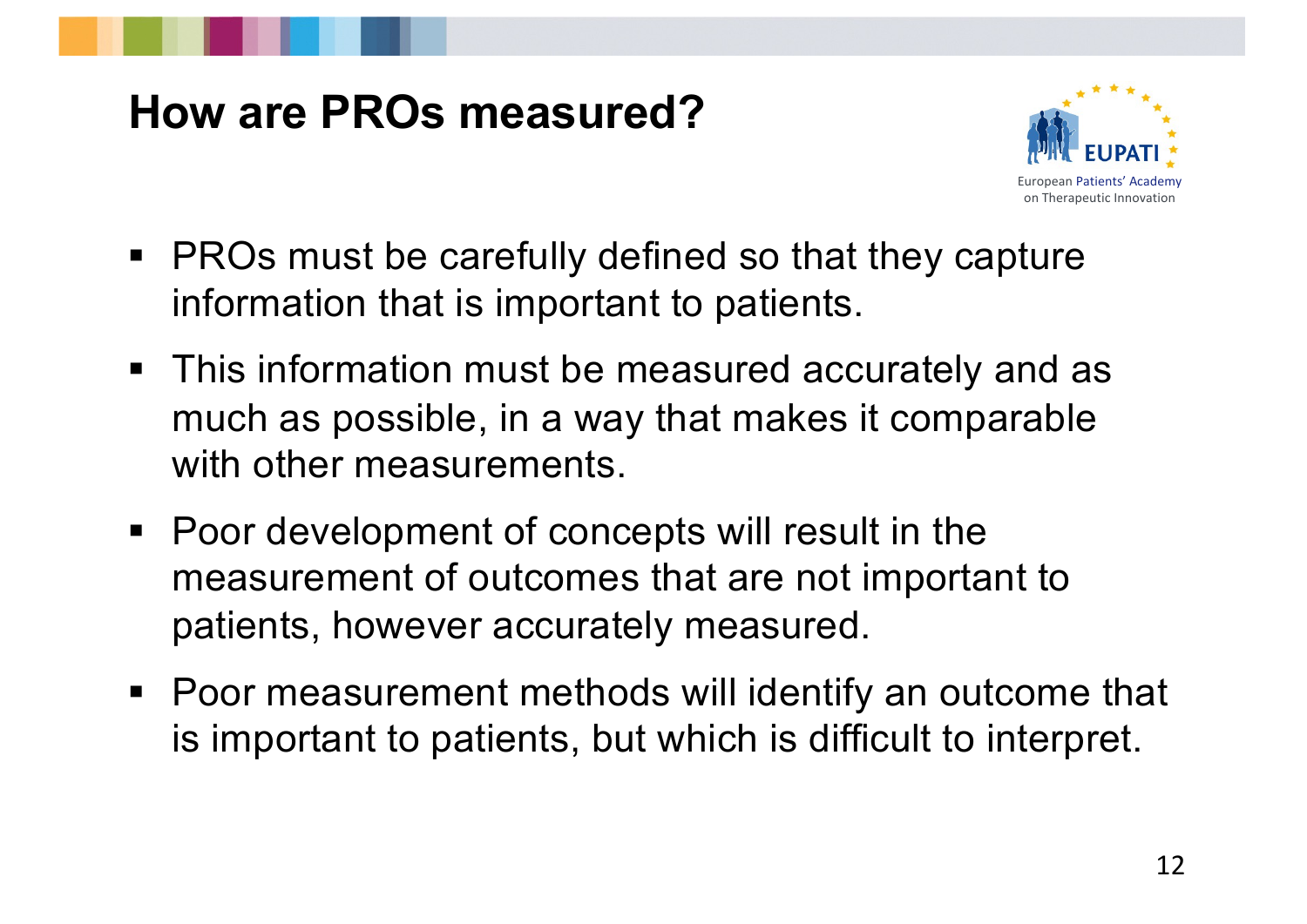# How are PROs measured?

- PROs must be carefully defined so that they capture information that is important to patients.
- This information must be measured accurately and as much as possible, in a way that makes it comparable with other measurements.
- Poor development of concepts will result in the measurement of outcomes that are not important to patients, however accurately measured.
- Poor measurement methods will identify an outcome that is important to patients, but which is difficult to interpret.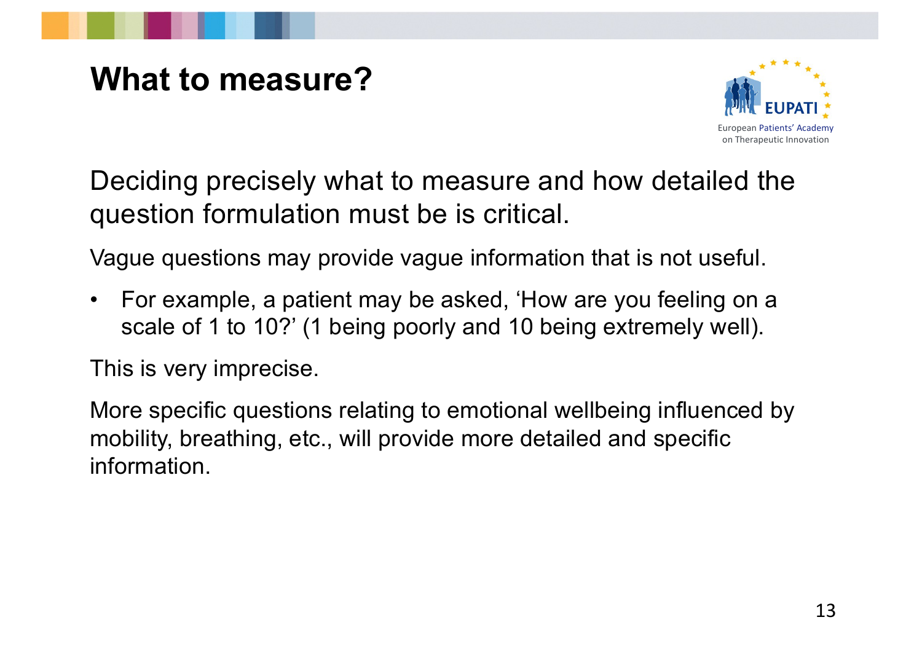# What to measure?

Deciding precisely what to measure and how detailed the question formulation must be is critical.

Vague questions may provide vague information that is not useful.

- For example, a patient may be asked, 'How are you feeling on a scale of 1 to 10?' (1 being poorly and 10 being extremely well).

This is very imprecise.

More specific questions relating to emotional wellbeing influenced by mobility, breathing, etc., will provide more detailed and specific information.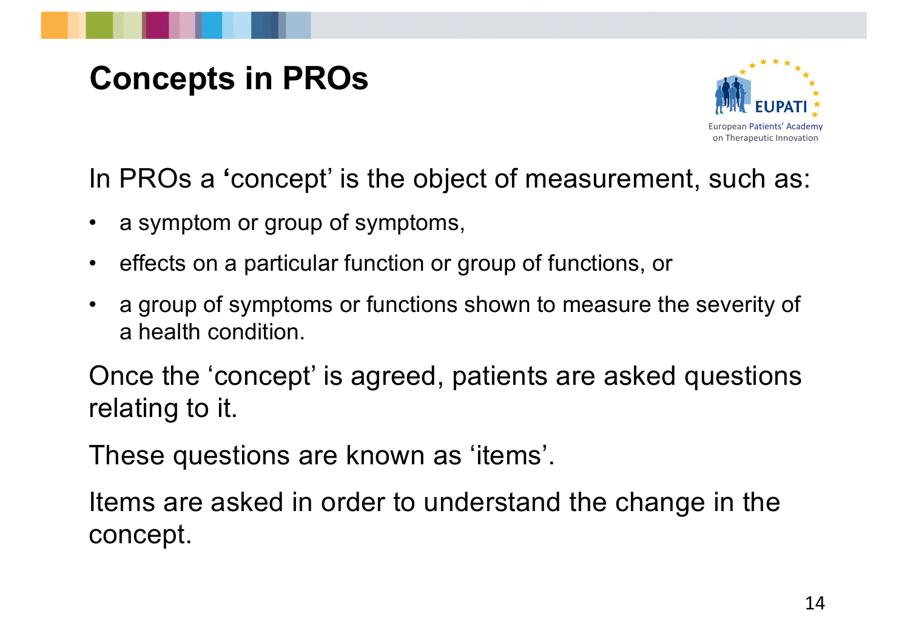# Concepts in PROs

In PROs a 'concept' is the object of measurement, such as:

- a symptom or group of symptoms,
- effects on a particular function or group of functions, or
- a group of symptoms or functions shown to measure the severity of a health condition.

Once the 'concept' is agreed, patients are asked questions relating to it.

These questions are known as 'items'.

Items are asked in order to understand the change in the concept.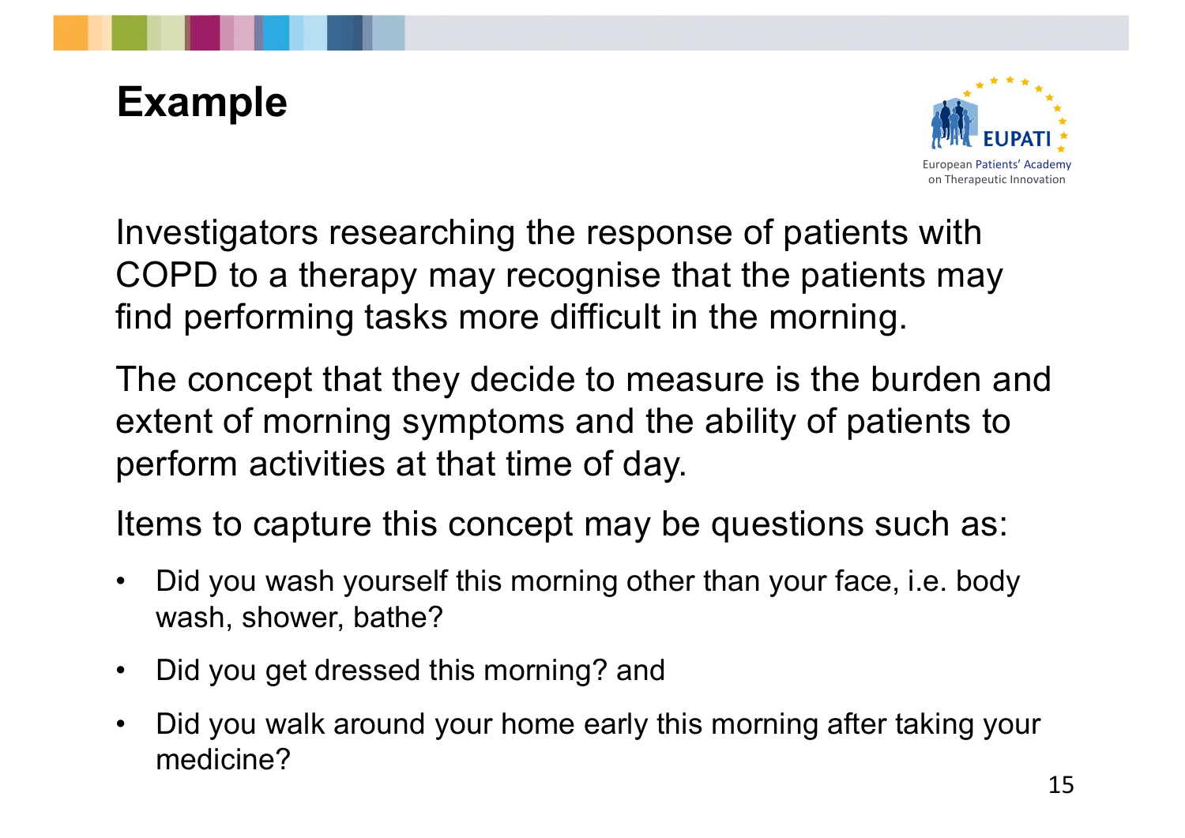# Example

Investigators researching the response of patients with COPD to a therapy may recognise that the patients may find performing tasks more difficult in the morning.

The concept that they decide to measure is the burden and extent of morning symptoms and the ability of patients to perform activities at that time of day.

Items to capture this concept may be questions such as:

- Did you wash yourself this morning other than your face, i.e. body wash, shower, bathe?
- Did you get dressed this morning? and
- Did you walk around your home early this morning after taking your medicine?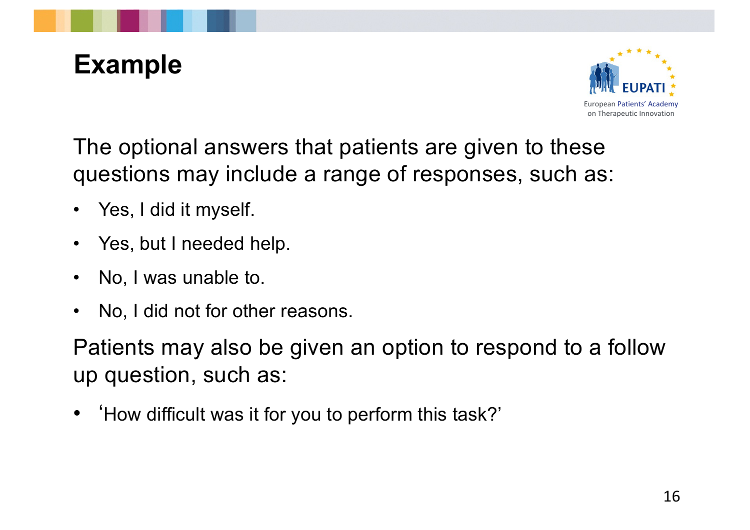# Example

The optional answers that patients are given to these questions may include a range of responses, such as:

- Yes, I did it myself.
- Yes, but I needed help.
- No, I was unable to.
- No, I did not for other reasons.

Patients may also be given an option to respond to a follow up question, such as:

- ‘How difficult was it for you to perform this task?’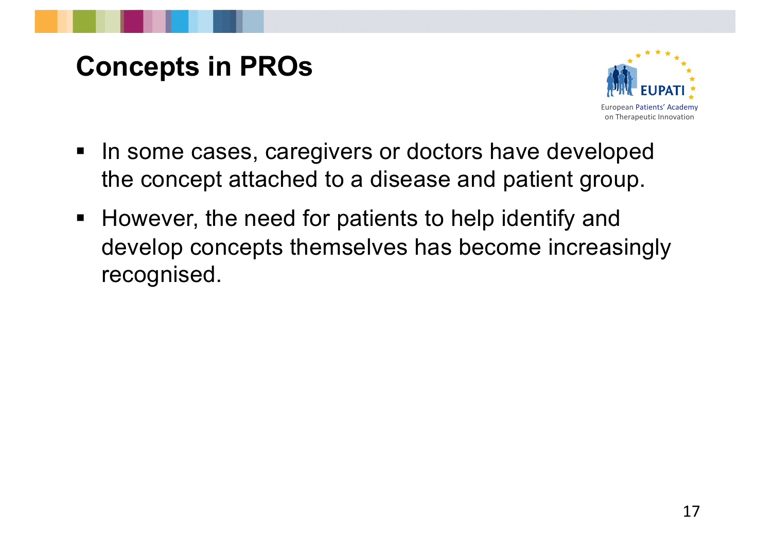# Concepts in PROs

- In some cases, caregivers or doctors have developed the concept attached to a disease and patient group.
- However, the need for patients to help identify and develop concepts themselves has become increasingly recognised.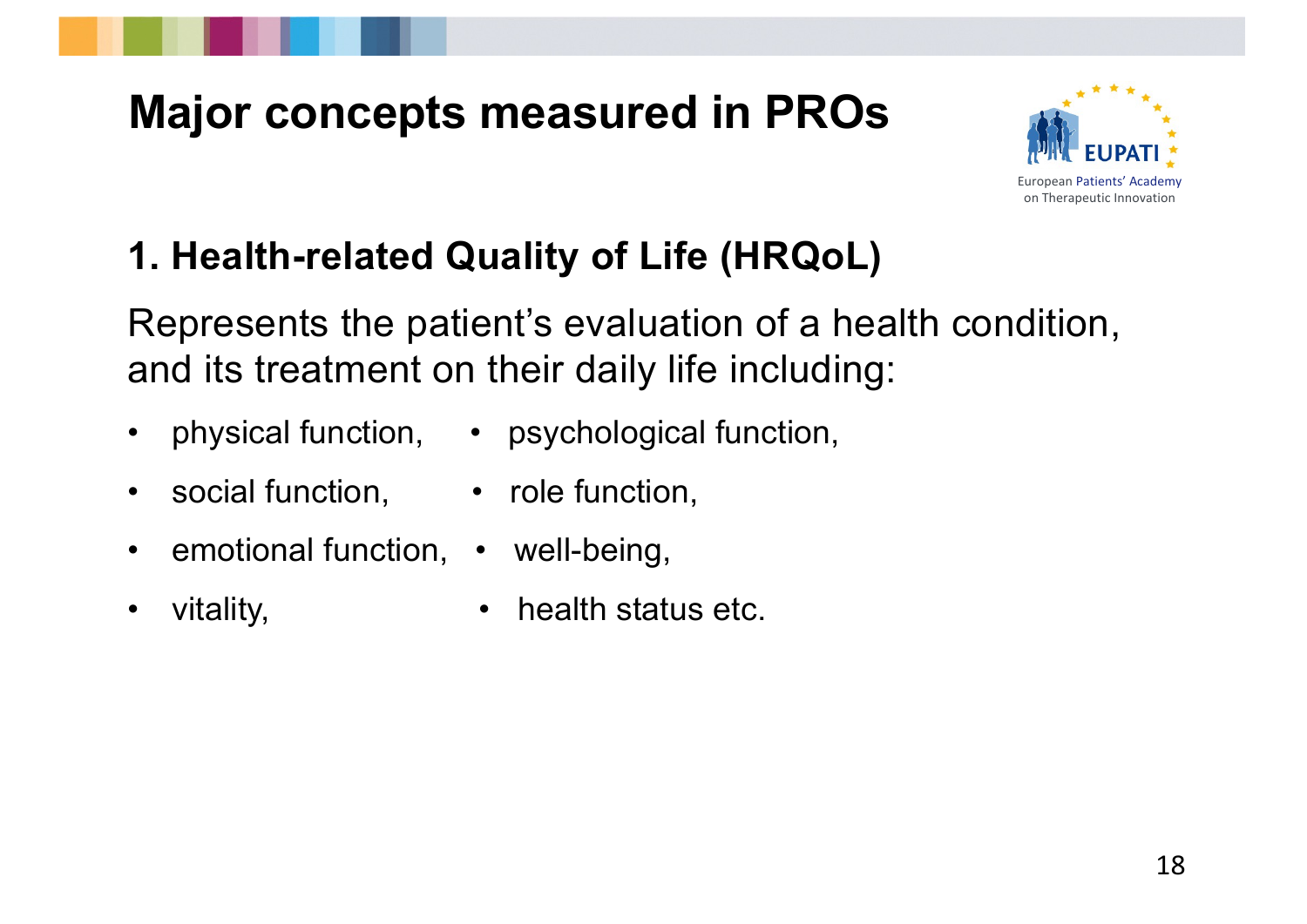# Major concepts measured in PROs

## 1. Health-related Quality of Life (HRQoL)

Represents the patient's evaluation of a health condition, and its treatment on their daily life including:

- physical function,
- psychological function,
- social function,
- role function,
- emotional function,
- well-being,
- vitality,
- health status etc.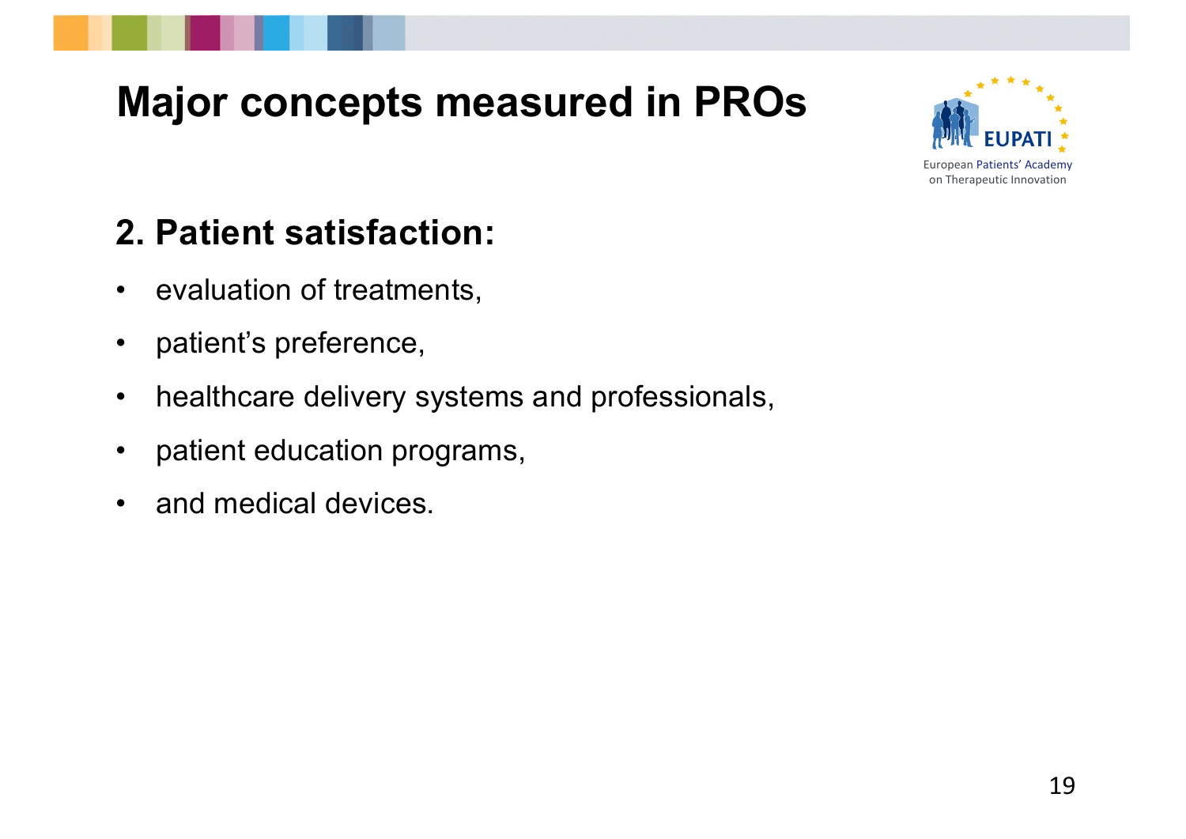# Major concepts measured in PROs

## 2. Patient satisfaction:

- evaluation of treatments,
- patient's preference,
- healthcare delivery systems and professionals,
- patient education programs,
- and medical devices.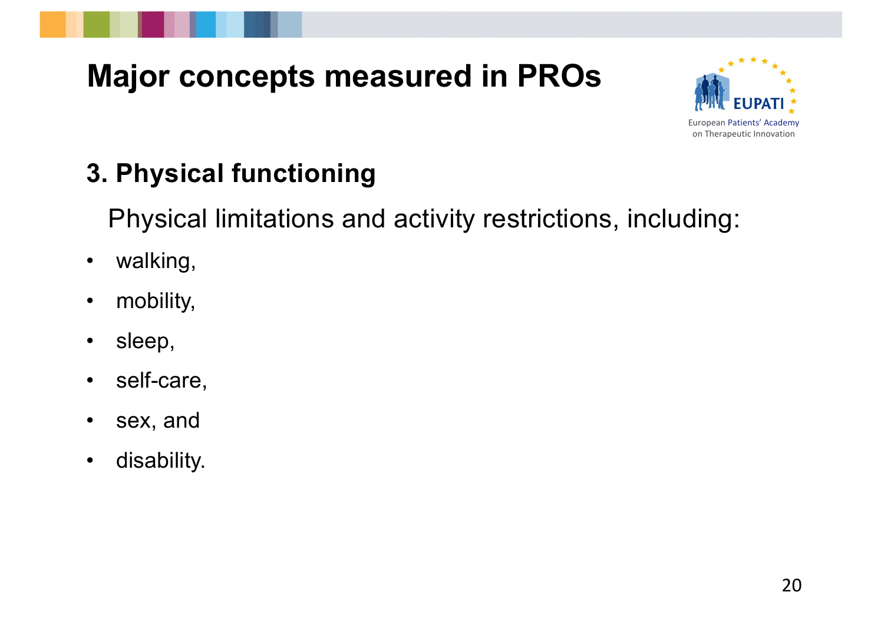# Major concepts measured in PROs

## 3. Physical functioning

Physical limitations and activity restrictions, including:

- walking,
- mobility,
- sleep,
- self-care,
- sex, and
- disability.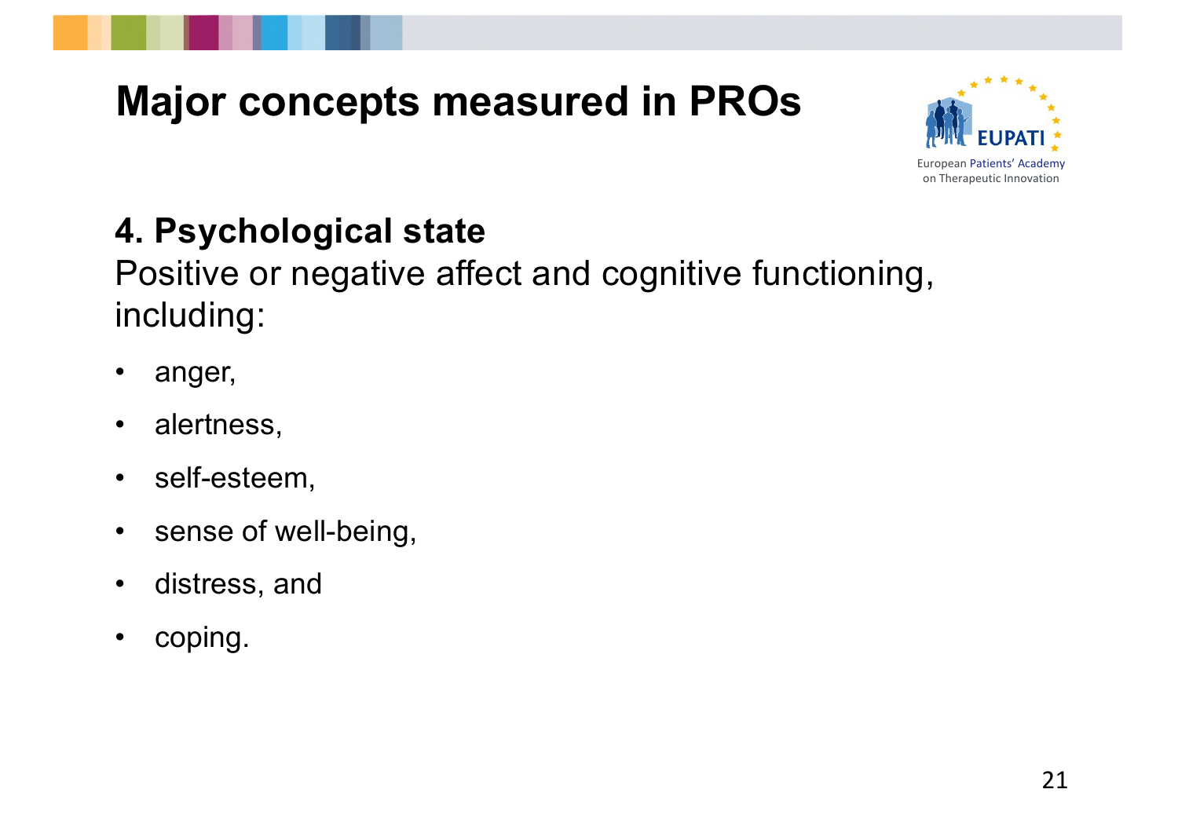# Major concepts measured in PROs

## 4. Psychological state

Positive or negative affect and cognitive functioning, including:

- anger,
- alertness,
- self-esteem,
- sense of well-being,
- distress, and
- coping.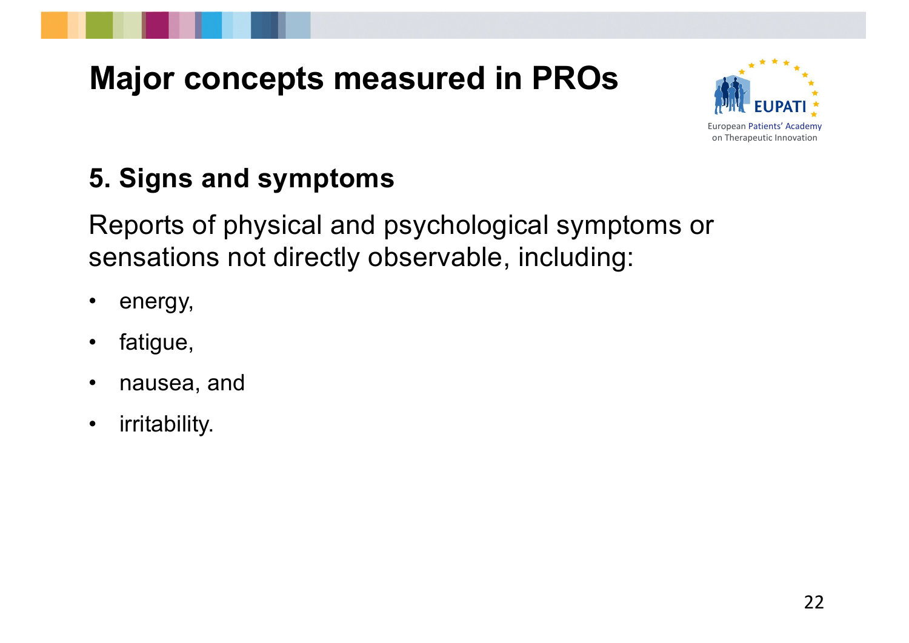# Major concepts measured in PROs

## 5. Signs and symptoms

Reports of physical and psychological symptoms or sensations not directly observable, including:

- energy,
- fatigue,
- nausea, and
- irritability.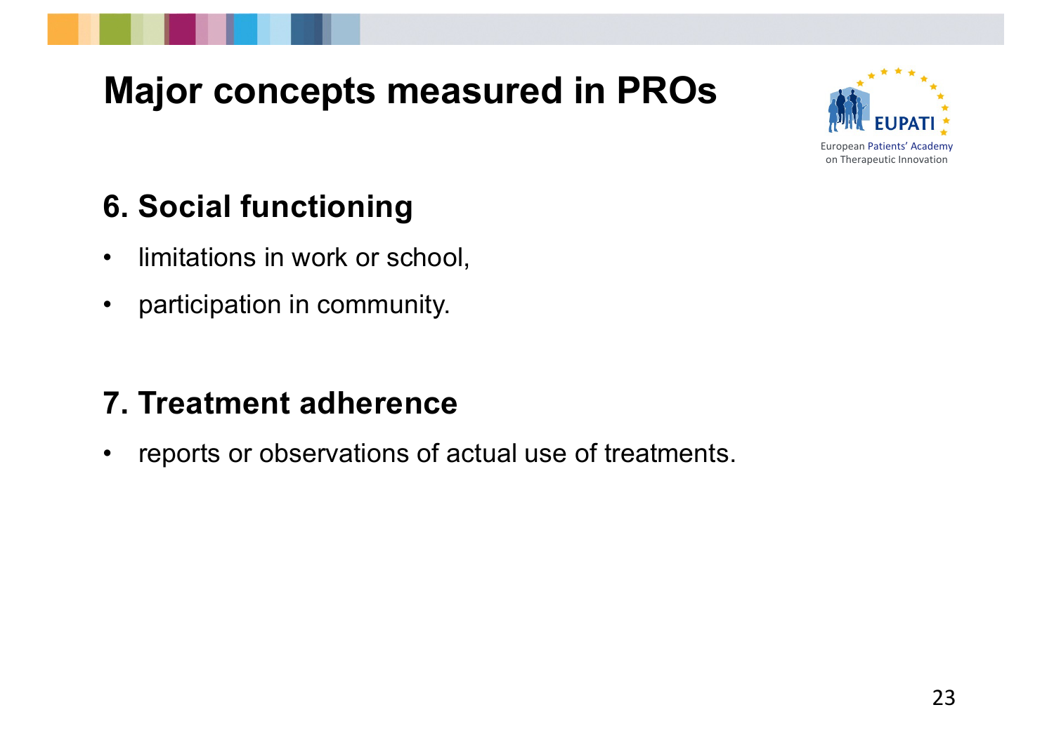# Major concepts measured in PROs

## 6. Social functioning

- limitations in work or school,
- participation in community.

## 7. Treatment adherence

- reports or observations of actual use of treatments.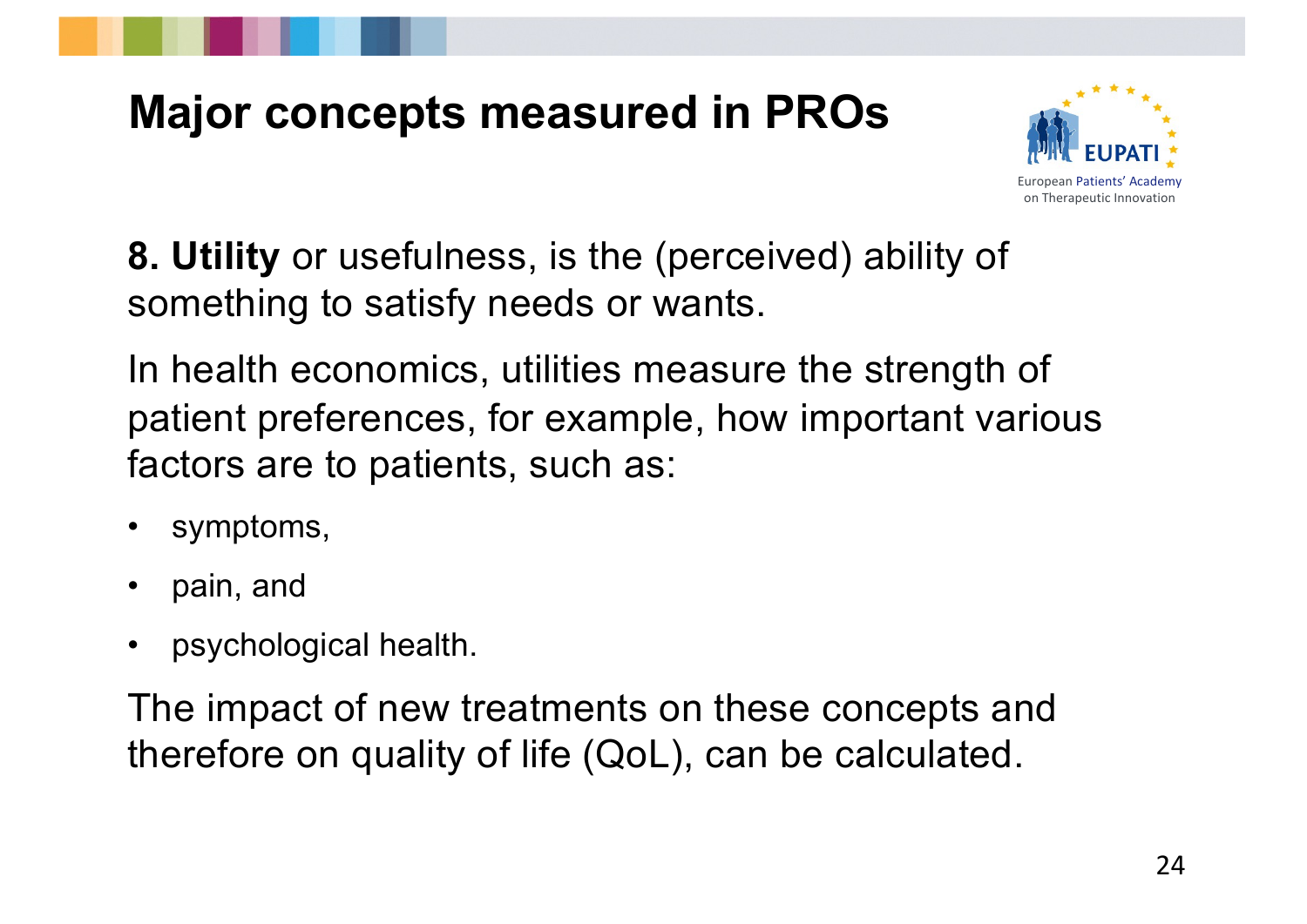# Major concepts measured in PROs

**8. Utility** or usefulness, is the (perceived) ability of something to satisfy needs or wants.

In health economics, utilities measure the strength of patient preferences, for example, how important various factors are to patients, such as:

- symptoms,
- pain, and
- psychological health.

The impact of new treatments on these concepts and therefore on quality of life (QoL), can be calculated.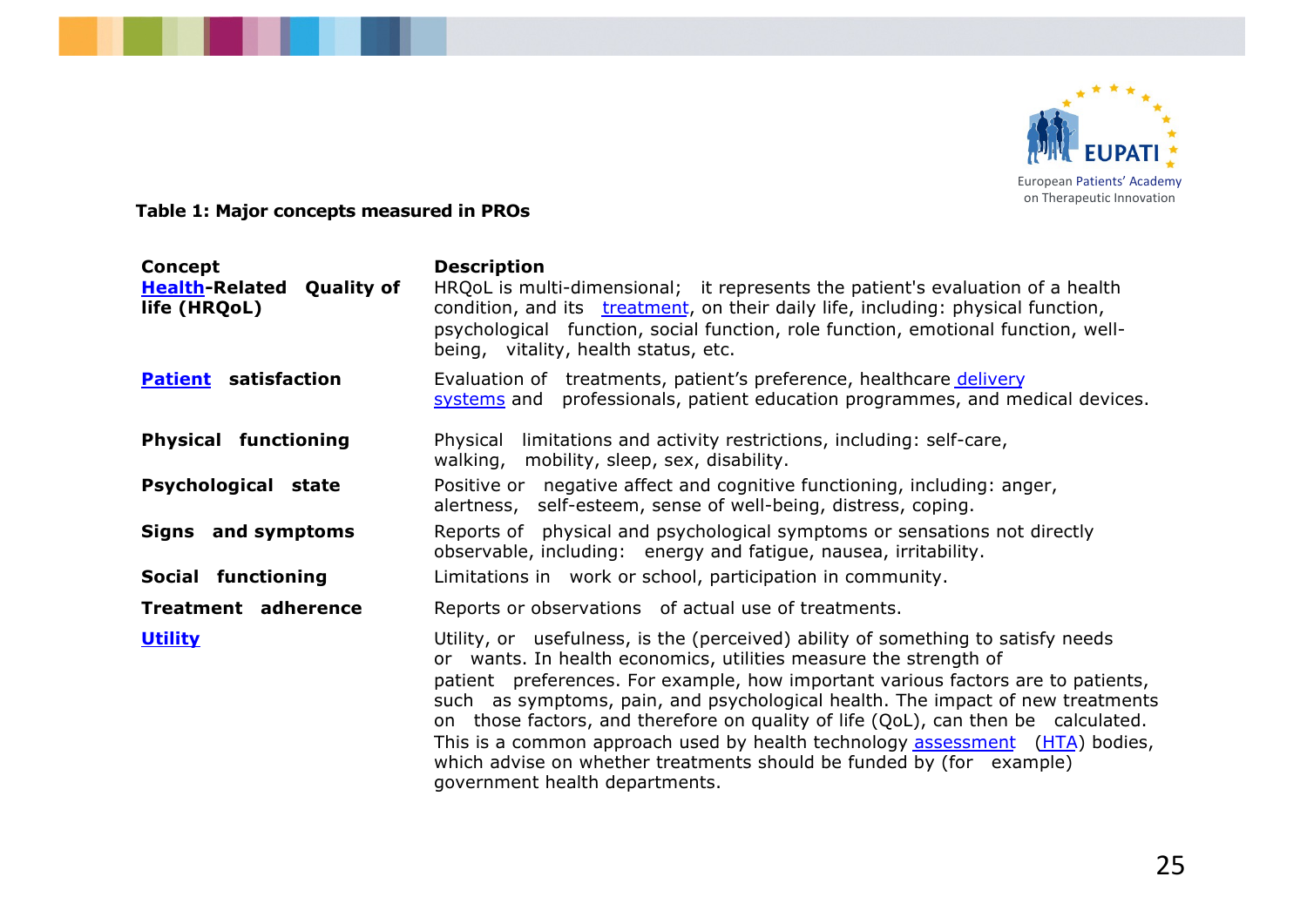**Table 1: Major concepts measured in PROs**

| Concept | Description |
|---|---|
| **Health-Related Quality of life (HRQoL)** | HRQoL is multi-dimensional; it represents the patient's evaluation of a health condition, and its treatment, on their daily life, including: physical function, psychological function, social function, role function, emotional function, well-being, vitality, health status, etc. |
| **Patient satisfaction** | Evaluation of treatments, patient's preference, healthcare delivery systems and professionals, patient education programmes, and medical devices. |
| **Physical functioning** | Physical limitations and activity restrictions, including: self-care, walking, mobility, sleep, sex, disability. |
| **Psychological state** | Positive or negative affect and cognitive functioning, including: anger, alertness, self-esteem, sense of well-being, distress, coping. |
| **Signs and symptoms** | Reports of physical and psychological symptoms or sensations not directly observable, including: energy and fatigue, nausea, irritability. |
| **Social functioning** | Limitations in work or school, participation in community. |
| **Treatment adherence** | Reports or observations of actual use of treatments. |
| **Utility** | Utility, or usefulness, is the (perceived) ability of something to satisfy needs or wants. In health economics, utilities measure the strength of patient preferences. For example, how important various factors are to patients, such as symptoms, pain, and psychological health. The impact of new treatments on those factors, and therefore on quality of life (QoL), can then be calculated. This is a common approach used by health technology assessment (HTA) bodies, which advise on whether treatments should be funded by (for example) government health departments. |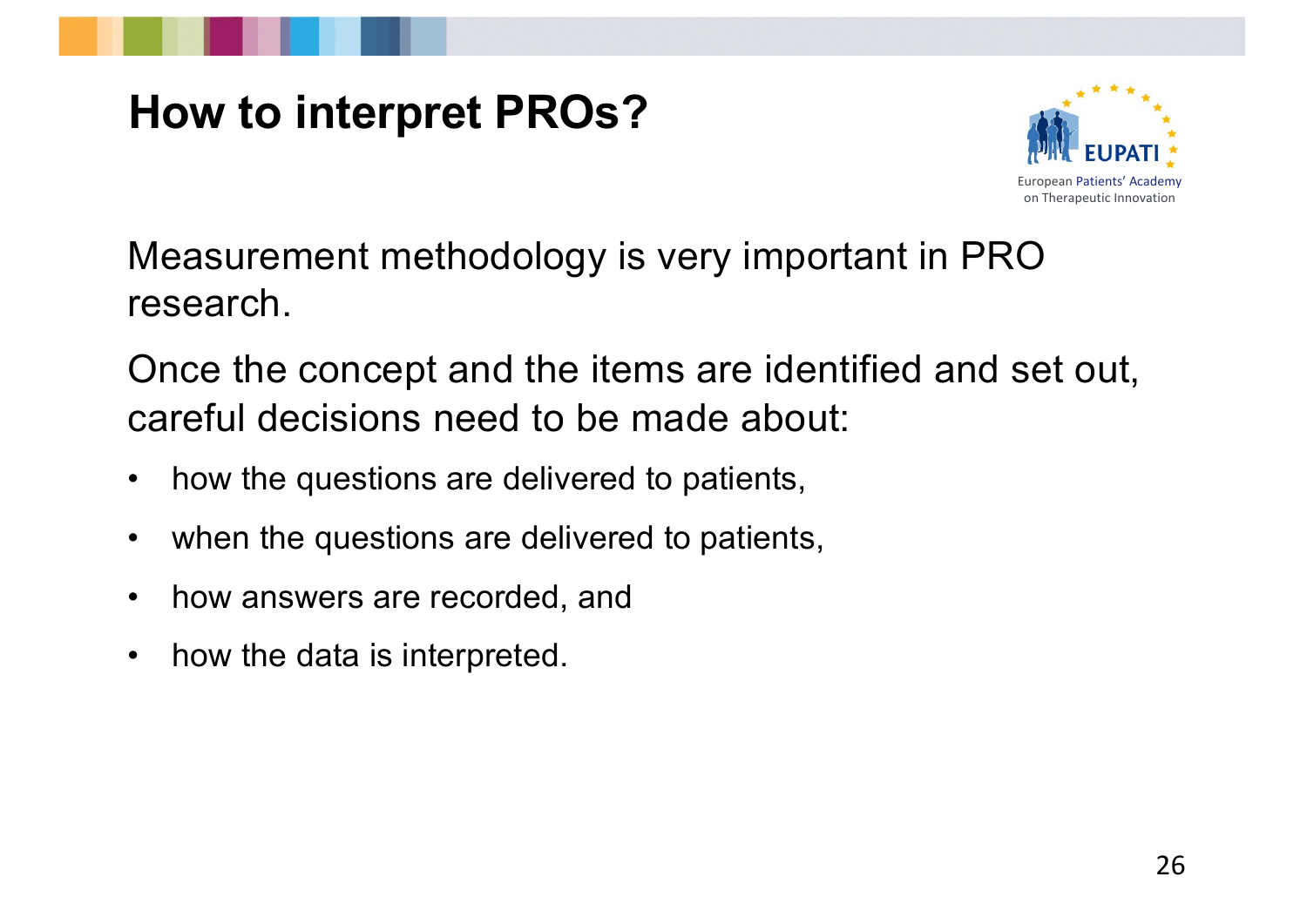# How to interpret PROs?

Measurement methodology is very important in PRO research.

Once the concept and the items are identified and set out, careful decisions need to be made about:

- how the questions are delivered to patients,
- when the questions are delivered to patients,
- how answers are recorded, and
- how the data is interpreted.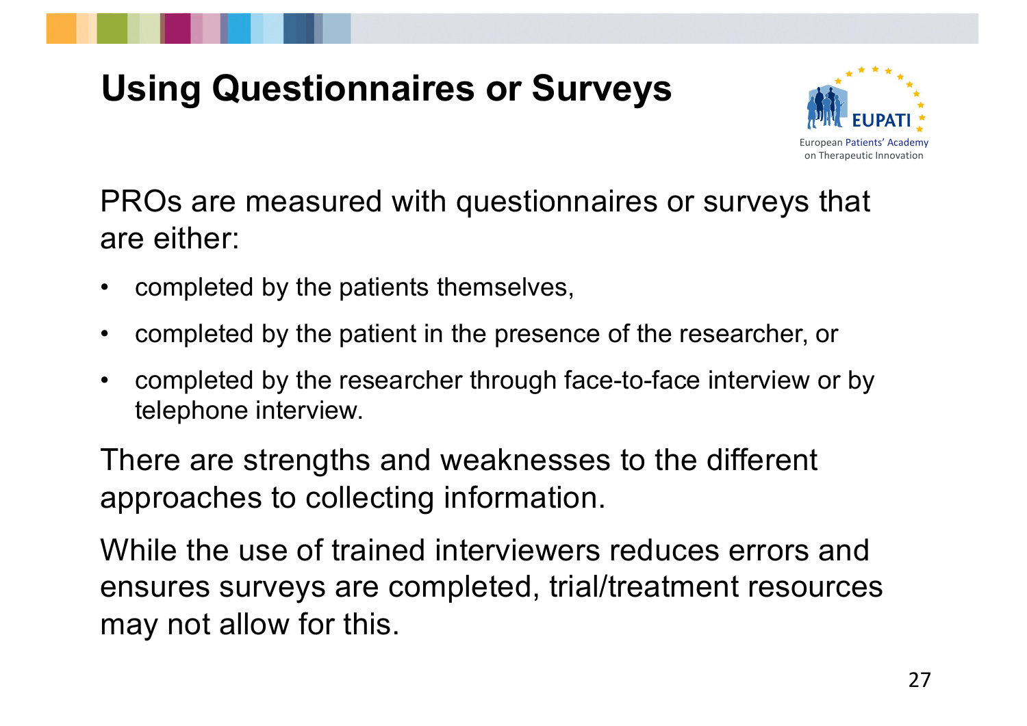# Using Questionnaires or Surveys

PROs are measured with questionnaires or surveys that are either:

- completed by the patients themselves,
- completed by the patient in the presence of the researcher, or
- completed by the researcher through face-to-face interview or by telephone interview.

There are strengths and weaknesses to the different approaches to collecting information.

While the use of trained interviewers reduces errors and ensures surveys are completed, trial/treatment resources may not allow for this.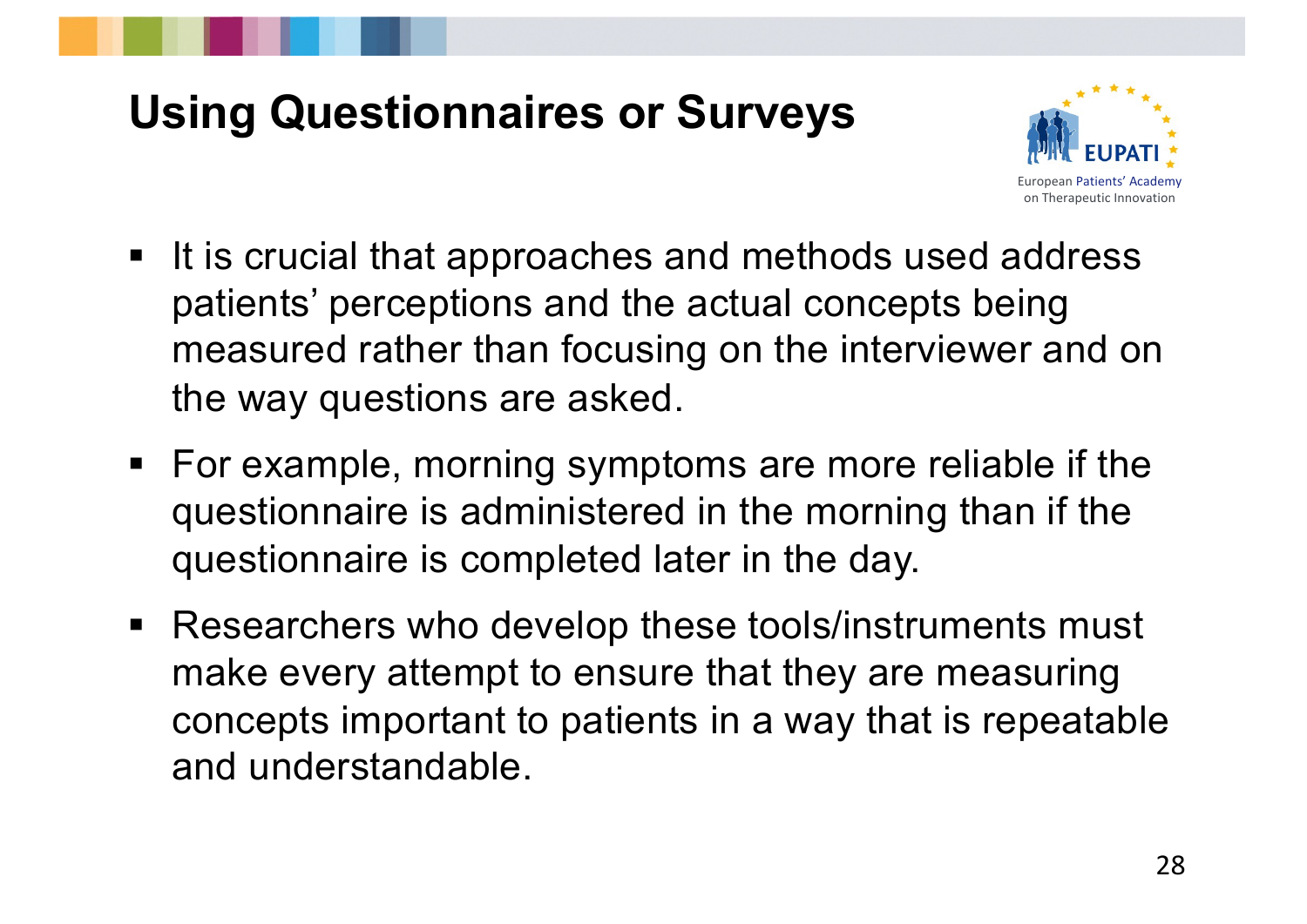# Using Questionnaires or Surveys

- It is crucial that approaches and methods used address patients' perceptions and the actual concepts being measured rather than focusing on the interviewer and on the way questions are asked.
- For example, morning symptoms are more reliable if the questionnaire is administered in the morning than if the questionnaire is completed later in the day.
- Researchers who develop these tools/instruments must make every attempt to ensure that they are measuring concepts important to patients in a way that is repeatable and understandable.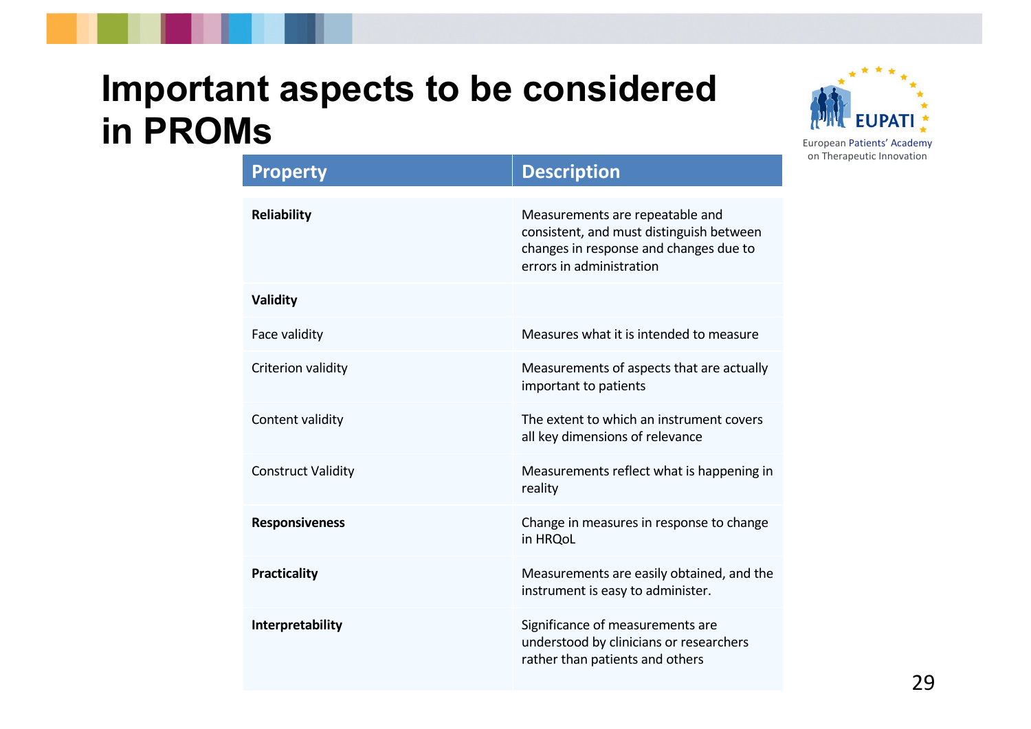# Important aspects to be considered in PROMs

| Property | Description |
|---|---|
| **Reliability** | Measurements are repeatable and consistent, and must distinguish between changes in response and changes due to errors in administration |
| **Validity** | |
| Face validity | Measures what it is intended to measure |
| Criterion validity | Measurements of aspects that are actually important to patients |
| Content validity | The extent to which an instrument covers all key dimensions of relevance |
| Construct Validity | Measurements reflect what is happening in reality |
| **Responsiveness** | Change in measures in response to change in HRQoL |
| **Practicality** | Measurements are easily obtained, and the instrument is easy to administer. |
| **Interpretability** | Significance of measurements are understood by clinicians or researchers rather than patients and others |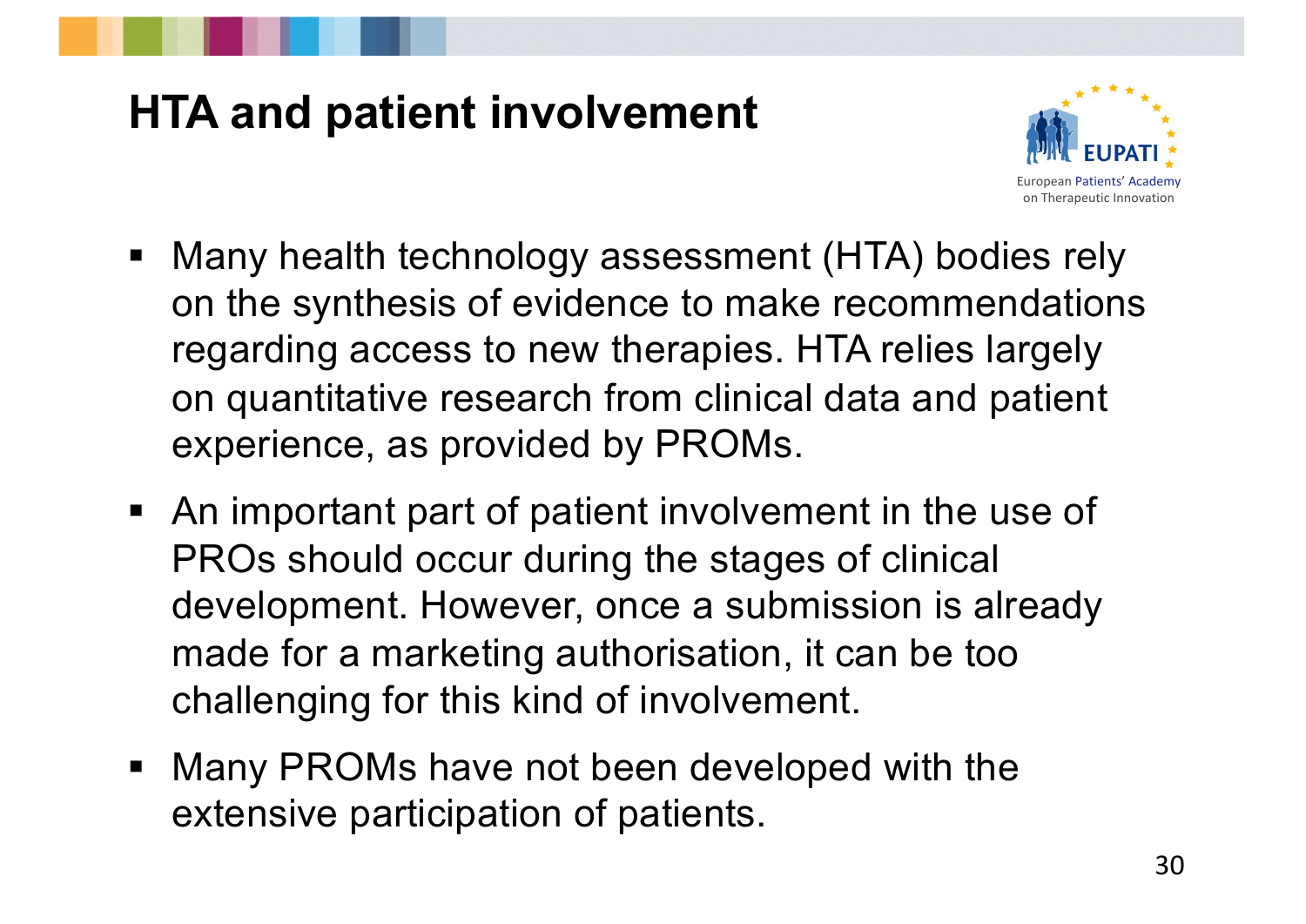# HTA and patient involvement

- Many health technology assessment (HTA) bodies rely on the synthesis of evidence to make recommendations regarding access to new therapies. HTA relies largely on quantitative research from clinical data and patient experience, as provided by PROMs.
- An important part of patient involvement in the use of PROs should occur during the stages of clinical development. However, once a submission is already made for a marketing authorisation, it can be too challenging for this kind of involvement.
- Many PROMs have not been developed with the extensive participation of patients.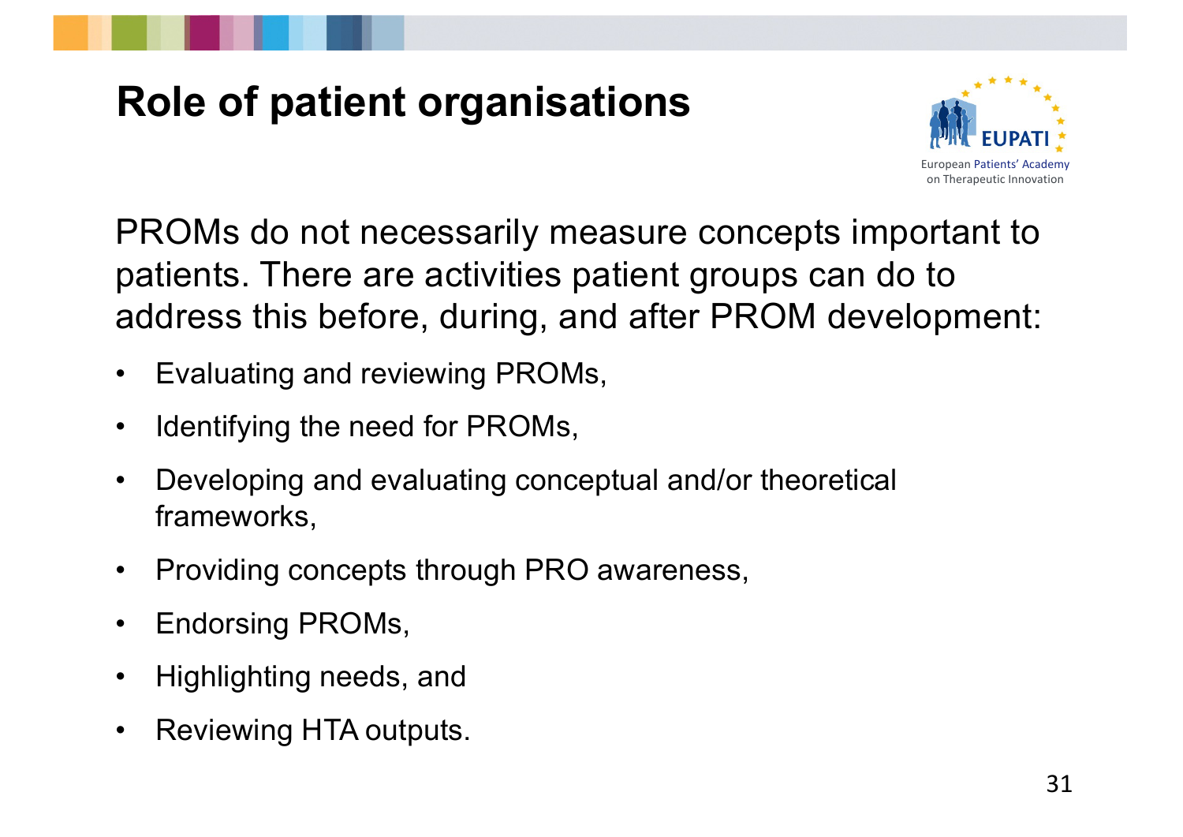# Role of patient organisations

PROMs do not necessarily measure concepts important to patients. There are activities patient groups can do to address this before, during, and after PROM development:

- Evaluating and reviewing PROMs,
- Identifying the need for PROMs,
- Developing and evaluating conceptual and/or theoretical frameworks,
- Providing concepts through PRO awareness,
- Endorsing PROMs,
- Highlighting needs, and
- Reviewing HTA outputs.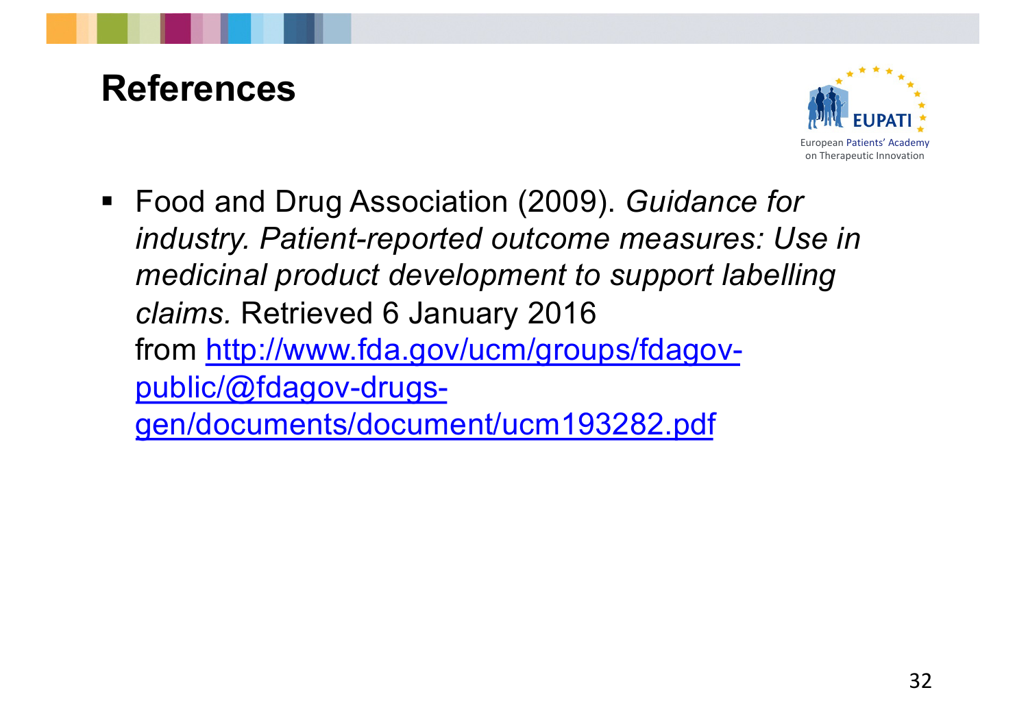# References

- Food and Drug Association (2009). *Guidance for industry. Patient-reported outcome measures: Use in medicinal product development to support labelling claims.* Retrieved 6 January 2016 from [http://www.fda.gov/ucm/groups/fdagov-public/@fdagov-drugs-gen/documents/document/ucm193282.pdf](http://www.fda.gov/ucm/groups/fdagov-public/@fdagov-drugs-gen/documents/document/ucm193282.pdf)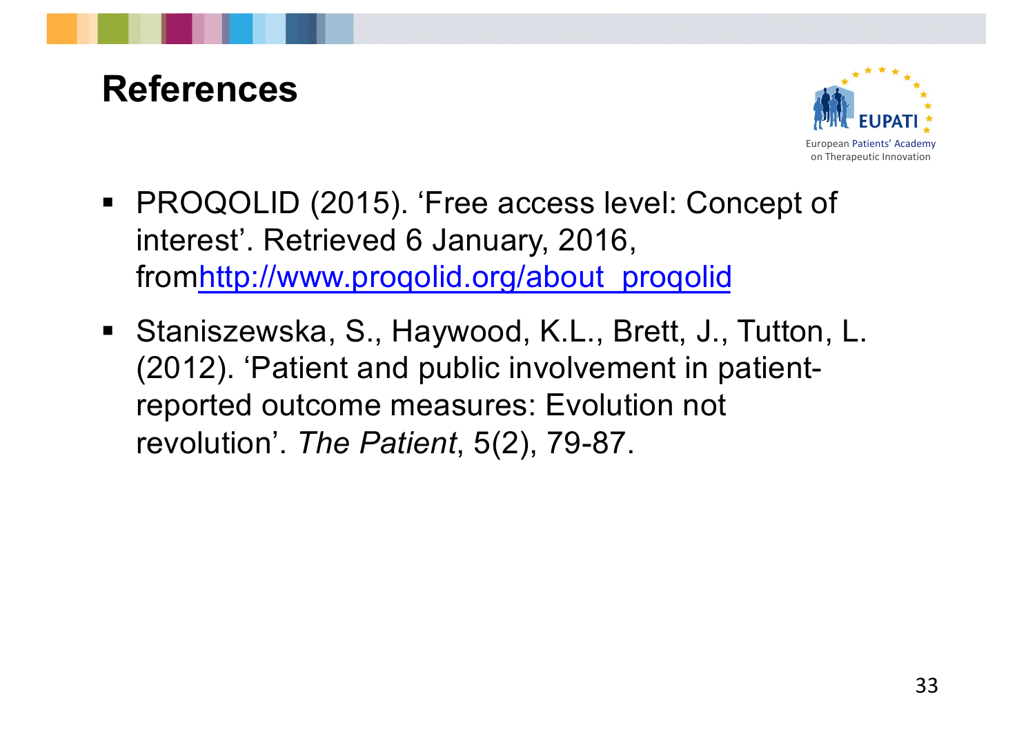# References

- PROQOLID (2015). 'Free access level: Concept of interest'. Retrieved 6 January, 2016, fromhttp://www.proqolid.org/about_proqolid
- Staniszewska, S., Haywood, K.L., Brett, J., Tutton, L. (2012). 'Patient and public involvement in patient-reported outcome measures: Evolution not revolution'. *The Patient*, 5(2), 79-87.